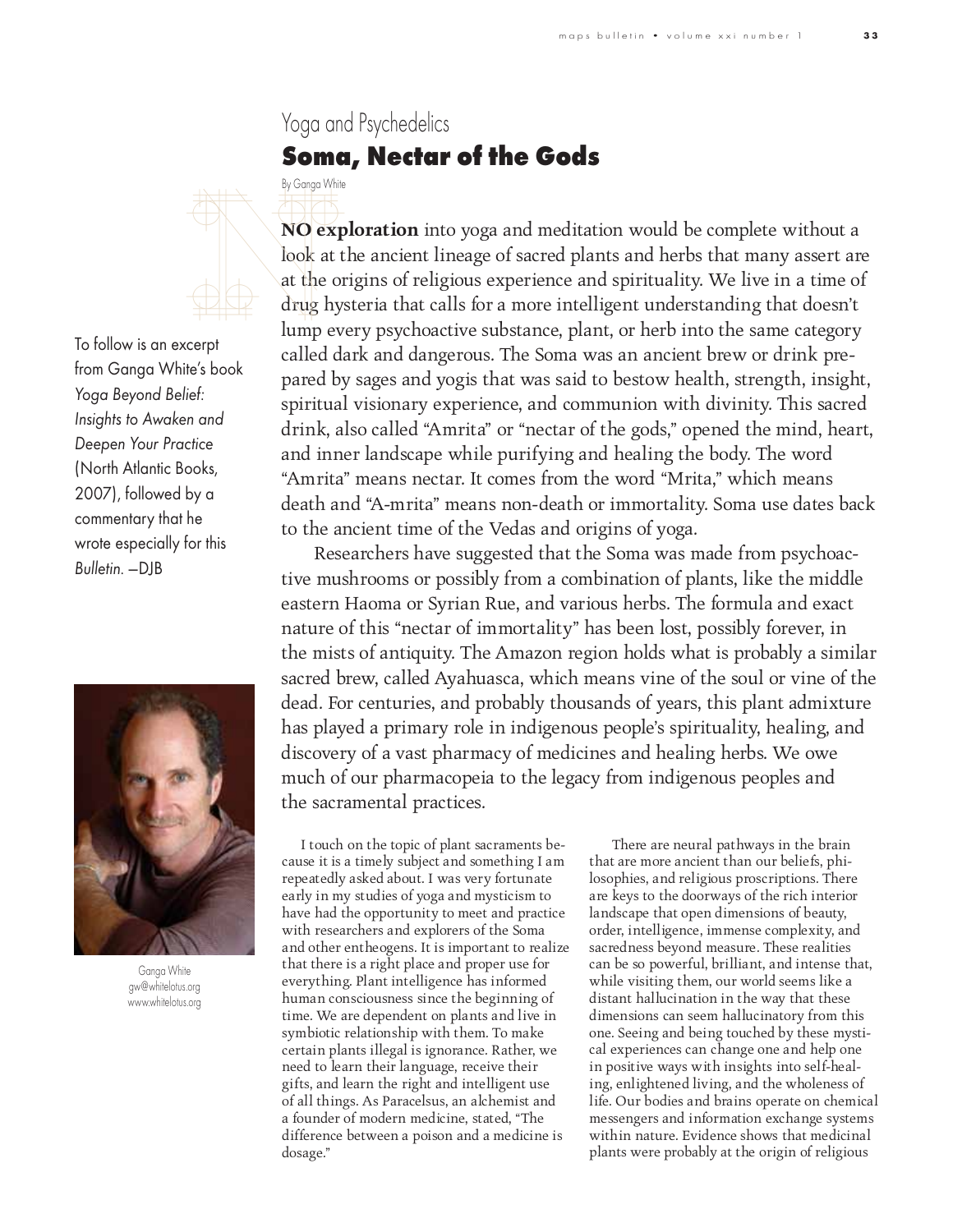## Yoga and Psychedelics

# Soma, Nectar of the Gods

By Ganga White

*To follow is an excerpt from Ganga White's book Yoga Beyond Belief: Insights to Awaken and Deepen Your Practice (North Atlantic Books, 2007), followed by a commentary that he wrote especially for this Bulletin. —DJB*

**NO exploration** into yoga and meditation would be complete without a look at the ancient lineage of sacred plants and herbs that many assert are at the origins of religious experience and spirituality. We live in a time of drug hysteria that calls for a more intelligent understanding that doesn't lump every psychoactive substance, plant, or herb into the same category called dark and dangerous. The Soma was an ancient brew or drink prepared by sages and yogis that was said to bestow health, strength, insight, spiritual visionary experience, and communion with divinity. This sacred drink, also called "Amrita" or "nectar of the gods," opened the mind, heart, and inner landscape while purifying and healing the body. The word "Amrita" means nectar. It comes from the word "Mrita," which means death and "A-mrita" means non-death or immortality. Soma use dates back to the ancient time of the Vedas and origins of yoga.

Researchers have suggested that the Soma was made from psychoactive mushrooms or possibly from a combination of plants, like the middle eastern Haoma or Syrian Rue, and various herbs. The formula and exact nature of this "nectar of immortality" has been lost, possibly forever, in the mists of antiquity. The Amazon region holds what is probably a similar sacred brew, called Ayahuasca, which means vine of the soul or vine of the dead. For centuries, and probably thousands of years, this plant admixture has played a primary role in indigenous people's spirituality, healing, and discovery of a vast pharmacy of medicines and healing herbs. We owe much of our pharmacopeia to the legacy from indigenous peoples and the sacramental practices.

Ganga White
gw@whitelotus.org
www.whitelotus.org

I touch on the topic of plant sacraments because it is a timely subject and something I am repeatedly asked about. I was very fortunate early in my studies of yoga and mysticism to have had the opportunity to meet and practice with researchers and explorers of the Soma and other entheogens. It is important to realize that there is a right place and proper use for everything. Plant intelligence has informed human consciousness since the beginning of time. We are dependent on plants and live in symbiotic relationship with them. To make certain plants illegal is ignorance. Rather, we need to learn their language, receive their gifts, and learn the right and intelligent use of all things. As Paracelsus, an alchemist and a founder of modern medicine, stated, "The difference between a poison and a medicine is dosage."

There are neural pathways in the brain that are more ancient than our beliefs, philosophies, and religious proscriptions. There are keys to the doorways of the rich interior landscape that open dimensions of beauty, order, intelligence, immense complexity, and sacredness beyond measure. These realities can be so powerful, brilliant, and intense that, while visiting them, our world seems like a distant hallucination in the way that these dimensions can seem hallucinatory from this one. Seeing and being touched by these mystical experiences can change one and help one in positive ways with insights into self-healing, enlightened living, and the wholeness of life. Our bodies and brains operate on chemical messengers and information exchange systems within nature. Evidence shows that medicinal plants were probably at the origin of religious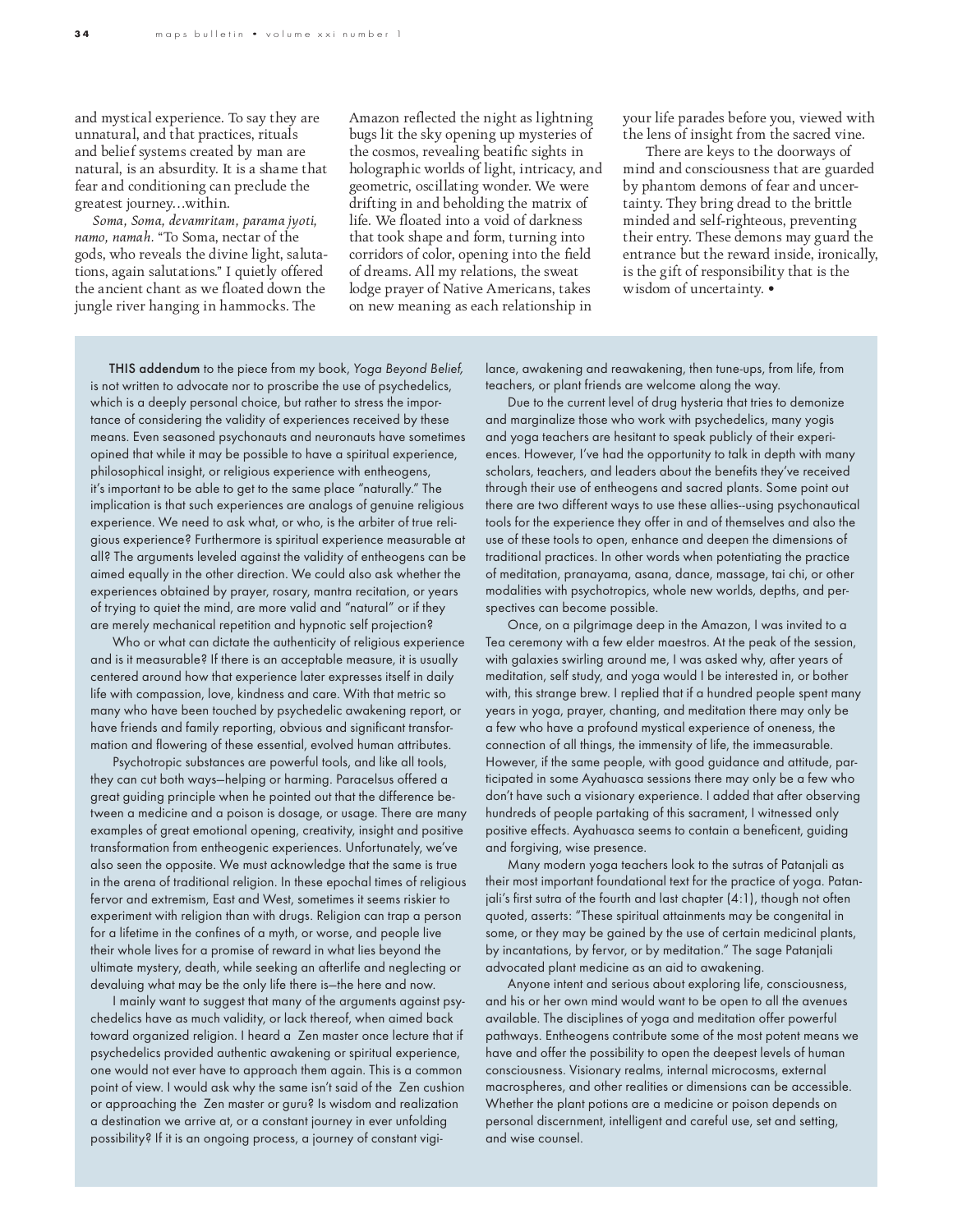and mystical experience. To say they are unnatural, and that practices, rituals and belief systems created by man are natural, is an absurdity. It is a shame that fear and conditioning can preclude the greatest journey…within.

*Soma, Soma, devamritam, parama jyoti, namo, namah*. "To Soma, nectar of the gods, who reveals the divine light, salutations, again salutations." I quietly offered the ancient chant as we floated down the jungle river hanging in hammocks. The Amazon reflected the night as lightning bugs lit the sky opening up mysteries of the cosmos, revealing beatific sights in holographic worlds of light, intricacy, and geometric, oscillating wonder. We were drifting in and beholding the matrix of life. We floated into a void of darkness that took shape and form, turning into corridors of color, opening into the field of dreams. All my relations, the sweat lodge prayer of Native Americans, takes on new meaning as each relationship in your life parades before you, viewed with the lens of insight from the sacred vine.

There are keys to the doorways of mind and consciousness that are guarded by phantom demons of fear and uncertainty. They bring dread to the brittle minded and self-righteous, preventing their entry. These demons may guard the entrance but the reward inside, ironically, is the gift of responsibility that is the wisdom of uncertainty. •

THIS addendum to the piece from my book, *Yoga Beyond Belief,* is not written to advocate nor to proscribe the use of psychedelics, which is a deeply personal choice, but rather to stress the importance of considering the validity of experiences received by these means. Even seasoned psychonauts and neuronauts have sometimes opined that while it may be possible to have a spiritual experience, philosophical insight, or religious experience with entheogens, it's important to be able to get to the same place "naturally." The implication is that such experiences are analogs of genuine religious experience. We need to ask what, or who, is the arbiter of true religious experience? Furthermore is spiritual experience measurable at all? The arguments leveled against the validity of entheogens can be aimed equally in the other direction. We could also ask whether the experiences obtained by prayer, rosary, mantra recitation, or years of trying to quiet the mind, are more valid and "natural" or if they are merely mechanical repetition and hypnotic self projection?

Who or what can dictate the authenticity of religious experience and is it measurable? If there is an acceptable measure, it is usually centered around how that experience later expresses itself in daily life with compassion, love, kindness and care. With that metric so many who have been touched by psychedelic awakening report, or have friends and family reporting, obvious and significant transformation and flowering of these essential, evolved human attributes.

Psychotropic substances are powerful tools, and like all tools, they can cut both ways—helping or harming. Paracelsus offered a great guiding principle when he pointed out that the difference between a medicine and a poison is dosage, or usage. There are many examples of great emotional opening, creativity, insight and positive transformation from entheogenic experiences. Unfortunately, we've also seen the opposite. We must acknowledge that the same is true in the arena of traditional religion. In these epochal times of religious fervor and extremism, East and West, sometimes it seems riskier to experiment with religion than with drugs. Religion can trap a person for a lifetime in the confines of a myth, or worse, and people live their whole lives for a promise of reward in what lies beyond the ultimate mystery, death, while seeking an afterlife and neglecting or devaluing what may be the only life there is—the here and now.

I mainly want to suggest that many of the arguments against psychedelics have as much validity, or lack thereof, when aimed back toward organized religion. I heard a Zen master once lecture that if psychedelics provided authentic awakening or spiritual experience, one would not ever have to approach them again. This is a common point of view. I would ask why the same isn't said of the Zen cushion or approaching the Zen master or guru? Is wisdom and realization a destination we arrive at, or a constant journey in ever unfolding possibility? If it is an ongoing process, a journey of constant vigilance, awakening and reawakening, then tune-ups, from life, from teachers, or plant friends are welcome along the way.

Due to the current level of drug hysteria that tries to demonize and marginalize those who work with psychedelics, many yogis and yoga teachers are hesitant to speak publicly of their experiences. However, I've had the opportunity to talk in depth with many scholars, teachers, and leaders about the benefits they've received through their use of entheogens and sacred plants. Some point out there are two different ways to use these allies--using psychonautical tools for the experience they offer in and of themselves and also the use of these tools to open, enhance and deepen the dimensions of traditional practices. In other words when potentiating the practice of meditation, pranayama, asana, dance, massage, tai chi, or other modalities with psychotropics, whole new worlds, depths, and perspectives can become possible.

Once, on a pilgrimage deep in the Amazon, I was invited to a Tea ceremony with a few elder maestros. At the peak of the session, with galaxies swirling around me, I was asked why, after years of meditation, self study, and yoga would I be interested in, or bother with, this strange brew. I replied that if a hundred people spent many years in yoga, prayer, chanting, and meditation there may only be a few who have a profound mystical experience of oneness, the connection of all things, the immensity of life, the immeasurable. However, if the same people, with good guidance and attitude, participated in some Ayahuasca sessions there may only be a few who don't have such a visionary experience. I added that after observing hundreds of people partaking of this sacrament, I witnessed only positive effects. Ayahuasca seems to contain a beneficent, guiding and forgiving, wise presence.

Many modern yoga teachers look to the sutras of Patanjali as their most important foundational text for the practice of yoga. Patanjali's first sutra of the fourth and last chapter (4:1), though not often quoted, asserts: "These spiritual attainments may be congenital in some, or they may be gained by the use of certain medicinal plants, by incantations, by fervor, or by meditation." The sage Patanjali advocated plant medicine as an aid to awakening.

Anyone intent and serious about exploring life, consciousness, and his or her own mind would want to be open to all the avenues available. The disciplines of yoga and meditation offer powerful pathways. Entheogens contribute some of the most potent means we have and offer the possibility to open the deepest levels of human consciousness. Visionary realms, internal microcosms, external macrospheres, and other realities or dimensions can be accessible. Whether the plant potions are a medicine or poison depends on personal discernment, intelligent and careful use, set and setting, and wise counsel.